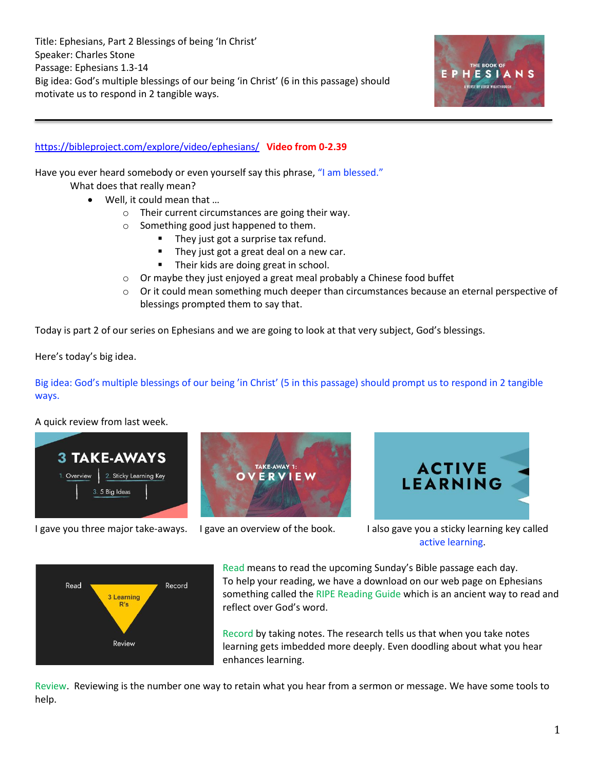Title: Ephesians, Part 2 Blessings of being 'In Christ'
Speaker: Charles Stone
Passage: Ephesians 1.3-14
Big idea: God's multiple blessings of our being 'in Christ' (6 in this passage) should motivate us to respond in 2 tangible ways.

---

https://bibleproject.com/explore/video/ephesians/ **Video from 0-2.39**

Have you ever heard somebody or even yourself say this phrase, "I am blessed."

What does that really mean?

- Well, it could mean that …
  - Their current circumstances are going their way.
  - Something good just happened to them.
    - They just got a surprise tax refund.
    - They just got a great deal on a new car.
    - Their kids are doing great in school.
  - Or maybe they just enjoyed a great meal probably a Chinese food buffet
  - Or it could mean something much deeper than circumstances because an eternal perspective of blessings prompted them to say that.

Today is part 2 of our series on Ephesians and we are going to look at that very subject, God's blessings.

Here's today's big idea.

Big idea: God's multiple blessings of our being 'in Christ' (5 in this passage) should prompt us to respond in 2 tangible ways.

A quick review from last week.

I gave you three major take-aways.

I gave an overview of the book.

I also gave you a sticky learning key called active learning.

Read means to read the upcoming Sunday's Bible passage each day. To help your reading, we have a download on our web page on Ephesians something called the RIPE Reading Guide which is an ancient way to read and reflect over God's word.

Record by taking notes. The research tells us that when you take notes learning gets imbedded more deeply. Even doodling about what you hear enhances learning.

Review. Reviewing is the number one way to retain what you hear from a sermon or message. We have some tools to help.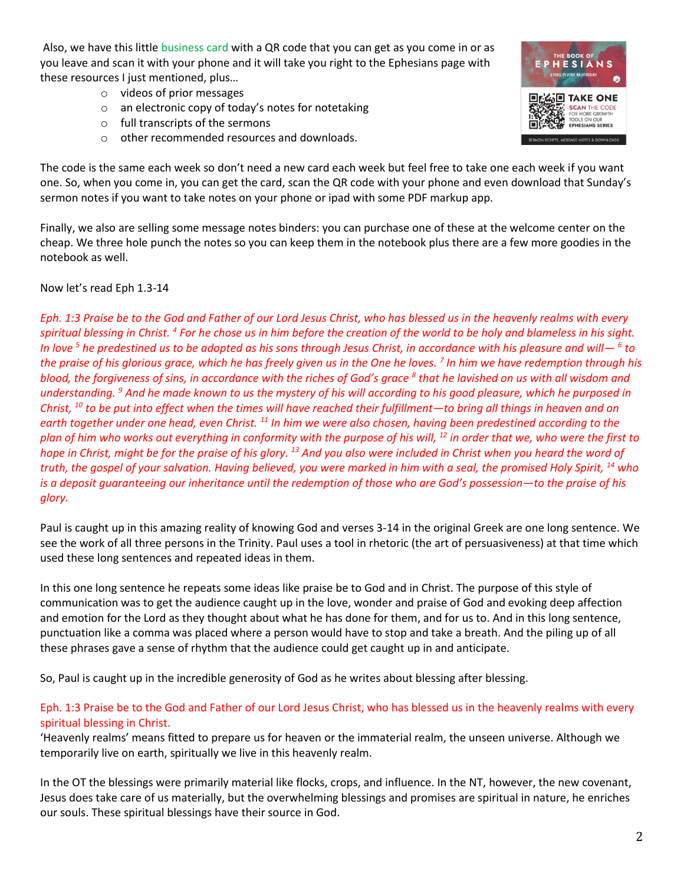Also, we have this little business card with a QR code that you can get as you come in or as you leave and scan it with your phone and it will take you right to the Ephesians page with these resources I just mentioned, plus…

- videos of prior messages
- an electronic copy of today's notes for notetaking
- full transcripts of the sermons
- other recommended resources and downloads.

The code is the same each week so don't need a new card each week but feel free to take one each week if you want one. So, when you come in, you can get the card, scan the QR code with your phone and even download that Sunday's sermon notes if you want to take notes on your phone or ipad with some PDF markup app.

Finally, we also are selling some message notes binders: you can purchase one of these at the welcome center on the cheap. We three hole punch the notes so you can keep them in the notebook plus there are a few more goodies in the notebook as well.

Now let's read Eph 1.3-14

*Eph. 1:3 Praise be to the God and Father of our Lord Jesus Christ, who has blessed us in the heavenly realms with every spiritual blessing in Christ. 4 For he chose us in him before the creation of the world to be holy and blameless in his sight. In love 5 he predestined us to be adopted as his sons through Jesus Christ, in accordance with his pleasure and will— 6 to the praise of his glorious grace, which he has freely given us in the One he loves. 7 In him we have redemption through his blood, the forgiveness of sins, in accordance with the riches of God's grace 8 that he lavished on us with all wisdom and understanding. 9 And he made known to us the mystery of his will according to his good pleasure, which he purposed in Christ, 10 to be put into effect when the times will have reached their fulfillment—to bring all things in heaven and on earth together under one head, even Christ. 11 In him we were also chosen, having been predestined according to the plan of him who works out everything in conformity with the purpose of his will, 12 in order that we, who were the first to hope in Christ, might be for the praise of his glory. 13 And you also were included in Christ when you heard the word of truth, the gospel of your salvation. Having believed, you were marked in him with a seal, the promised Holy Spirit, 14 who is a deposit guaranteeing our inheritance until the redemption of those who are God's possession—to the praise of his glory.*

Paul is caught up in this amazing reality of knowing God and verses 3-14 in the original Greek are one long sentence. We see the work of all three persons in the Trinity. Paul uses a tool in rhetoric (the art of persuasiveness) at that time which used these long sentences and repeated ideas in them.

In this one long sentence he repeats some ideas like praise be to God and in Christ. The purpose of this style of communication was to get the audience caught up in the love, wonder and praise of God and evoking deep affection and emotion for the Lord as they thought about what he has done for them, and for us to. And in this long sentence, punctuation like a comma was placed where a person would have to stop and take a breath. And the piling up of all these phrases gave a sense of rhythm that the audience could get caught up in and anticipate.

So, Paul is caught up in the incredible generosity of God as he writes about blessing after blessing.

Eph. 1:3 Praise be to the God and Father of our Lord Jesus Christ, who has blessed us in the heavenly realms with every spiritual blessing in Christ.

'Heavenly realms' means fitted to prepare us for heaven or the immaterial realm, the unseen universe. Although we temporarily live on earth, spiritually we live in this heavenly realm.

In the OT the blessings were primarily material like flocks, crops, and influence. In the NT, however, the new covenant, Jesus does take care of us materially, but the overwhelming blessings and promises are spiritual in nature, he enriches our souls. These spiritual blessings have their source in God.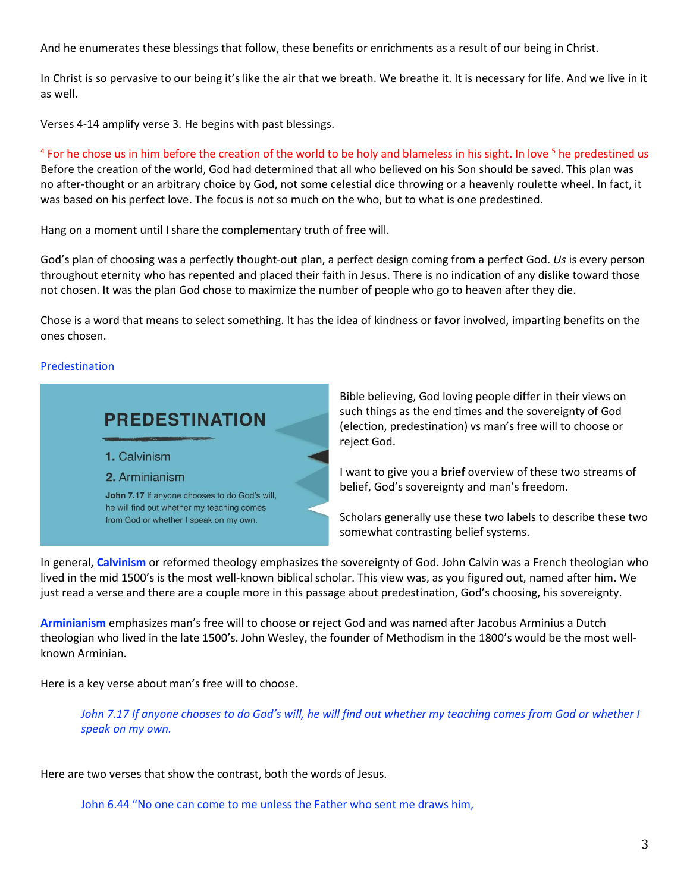And he enumerates these blessings that follow, these benefits or enrichments as a result of our being in Christ.

In Christ is so pervasive to our being it's like the air that we breath. We breathe it. It is necessary for life. And we live in it as well.

Verses 4-14 amplify verse 3. He begins with past blessings.

[4] For he chose us in him before the creation of the world to be holy and blameless in his sight**.** In love [5] he predestined us

Before the creation of the world, God had determined that all who believed on his Son should be saved. This plan was no after-thought or an arbitrary choice by God, not some celestial dice throwing or a heavenly roulette wheel. In fact, it was based on his perfect love. The focus is not so much on the who, but to what is one predestined.

Hang on a moment until I share the complementary truth of free will.

God's plan of choosing was a perfectly thought-out plan, a perfect design coming from a perfect God. *Us* is every person throughout eternity who has repented and placed their faith in Jesus. There is no indication of any dislike toward those not chosen. It was the plan God chose to maximize the number of people who go to heaven after they die.

Chose is a word that means to select something. It has the idea of kindness or favor involved, imparting benefits on the ones chosen.

Predestination

**PREDESTINATION**

1. Calvinism
2. Arminianism

**John 7.17** If anyone chooses to do God's will, he will find out whether my teaching comes from God or whether I speak on my own.

Bible believing, God loving people differ in their views on such things as the end times and the sovereignty of God (election, predestination) vs man's free will to choose or reject God.

I want to give you a **brief** overview of these two streams of belief, God's sovereignty and man's freedom.

Scholars generally use these two labels to describe these two somewhat contrasting belief systems.

In general, **Calvinism** or reformed theology emphasizes the sovereignty of God. John Calvin was a French theologian who lived in the mid 1500's is the most well-known biblical scholar. This view was, as you figured out, named after him. We just read a verse and there are a couple more in this passage about predestination, God's choosing, his sovereignty.

**Arminianism** emphasizes man's free will to choose or reject God and was named after Jacobus Arminius a Dutch theologian who lived in the late 1500's. John Wesley, the founder of Methodism in the 1800's would be the most well-known Arminian.

Here is a key verse about man's free will to choose.

> *John 7.17 If anyone chooses to do God's will, he will find out whether my teaching comes from God or whether I speak on my own.*

Here are two verses that show the contrast, both the words of Jesus.

> John 6.44 "No one can come to me unless the Father who sent me draws him,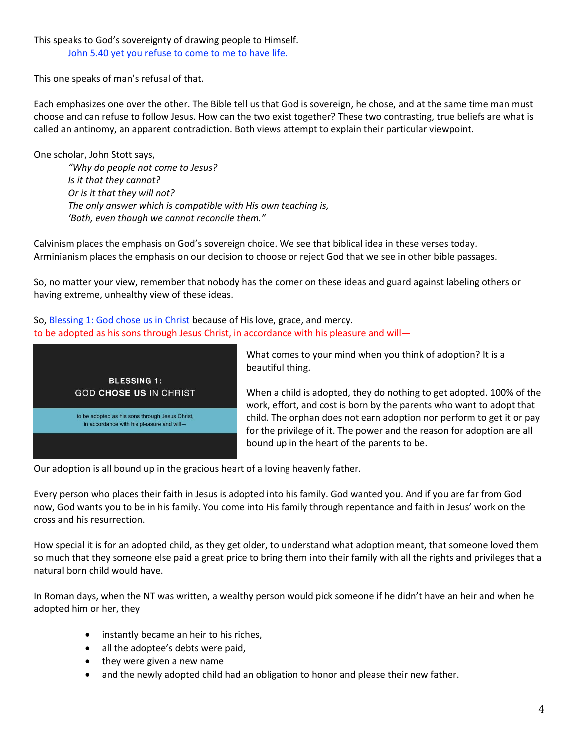This speaks to God's sovereignty of drawing people to Himself.

> John 5.40 yet you refuse to come to me to have life.

This one speaks of man's refusal of that.

Each emphasizes one over the other. The Bible tell us that God is sovereign, he chose, and at the same time man must choose and can refuse to follow Jesus. How can the two exist together? These two contrasting, true beliefs are what is called an antinomy, an apparent contradiction. Both views attempt to explain their particular viewpoint.

One scholar, John Stott says,

> *"Why do people not come to Jesus?*
> *Is it that they cannot?*
> *Or is it that they will not?*
> *The only answer which is compatible with His own teaching is,*
> *'Both, even though we cannot reconcile them."*

Calvinism places the emphasis on God's sovereign choice. We see that biblical idea in these verses today. Arminianism places the emphasis on our decision to choose or reject God that we see in other bible passages.

So, no matter your view, remember that nobody has the corner on these ideas and guard against labeling others or having extreme, unhealthy view of these ideas.

So, Blessing 1: God chose us in Christ because of His love, grace, and mercy.
to be adopted as his sons through Jesus Christ, in accordance with his pleasure and will—

**BLESSING 1:**
**GOD CHOSE US IN CHRIST**

to be adopted as his sons through Jesus Christ, in accordance with his pleasure and will—

What comes to your mind when you think of adoption? It is a beautiful thing.

When a child is adopted, they do nothing to get adopted. 100% of the work, effort, and cost is born by the parents who want to adopt that child. The orphan does not earn adoption nor perform to get it or pay for the privilege of it. The power and the reason for adoption are all bound up in the heart of the parents to be.

Our adoption is all bound up in the gracious heart of a loving heavenly father.

Every person who places their faith in Jesus is adopted into his family. God wanted you. And if you are far from God now, God wants you to be in his family. You come into His family through repentance and faith in Jesus' work on the cross and his resurrection.

How special it is for an adopted child, as they get older, to understand what adoption meant, that someone loved them so much that they someone else paid a great price to bring them into their family with all the rights and privileges that a natural born child would have.

In Roman days, when the NT was written, a wealthy person would pick someone if he didn't have an heir and when he adopted him or her, they

- instantly became an heir to his riches,
- all the adoptee's debts were paid,
- they were given a new name
- and the newly adopted child had an obligation to honor and please their new father.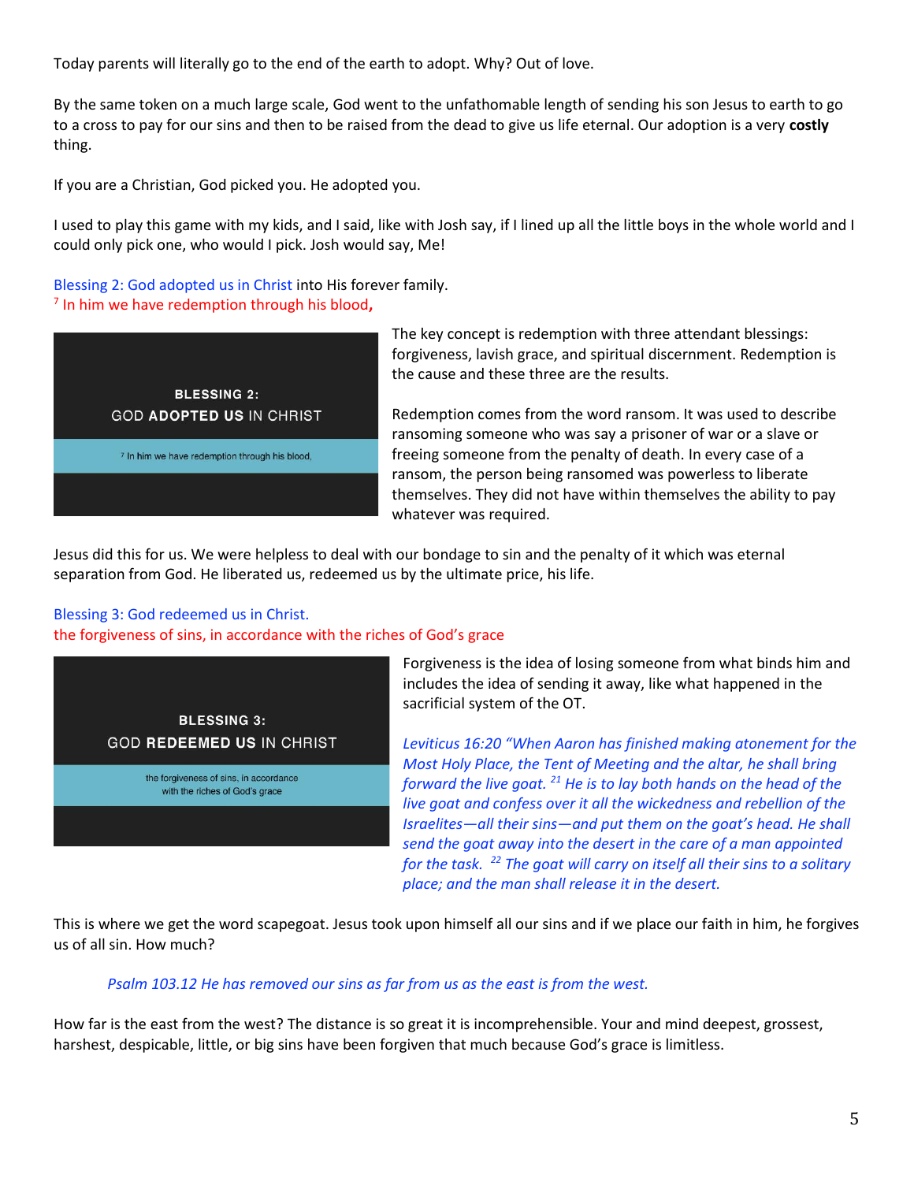Today parents will literally go to the end of the earth to adopt. Why? Out of love.

By the same token on a much large scale, God went to the unfathomable length of sending his son Jesus to earth to go to a cross to pay for our sins and then to be raised from the dead to give us life eternal. Our adoption is a very **costly** thing.

If you are a Christian, God picked you. He adopted you.

I used to play this game with my kids, and I said, like with Josh say, if I lined up all the little boys in the whole world and I could only pick one, who would I pick. Josh would say, Me!

Blessing 2: God adopted us in Christ into His forever family.
[7] In him we have redemption through his blood**,**

**BLESSING 2:**
**GOD ADOPTED US IN CHRIST**

[7] In him we have redemption through his blood,

The key concept is redemption with three attendant blessings: forgiveness, lavish grace, and spiritual discernment. Redemption is the cause and these three are the results.

Redemption comes from the word ransom. It was used to describe ransoming someone who was say a prisoner of war or a slave or freeing someone from the penalty of death. In every case of a ransom, the person being ransomed was powerless to liberate themselves. They did not have within themselves the ability to pay whatever was required.

Jesus did this for us. We were helpless to deal with our bondage to sin and the penalty of it which was eternal separation from God. He liberated us, redeemed us by the ultimate price, his life.

Blessing 3: God redeemed us in Christ.
the forgiveness of sins, in accordance with the riches of God's grace

**BLESSING 3:**
**GOD REDEEMED US IN CHRIST**

the forgiveness of sins, in accordance with the riches of God's grace

Forgiveness is the idea of losing someone from what binds him and includes the idea of sending it away, like what happened in the sacrificial system of the OT.

*Leviticus 16:20 "When Aaron has finished making atonement for the Most Holy Place, the Tent of Meeting and the altar, he shall bring forward the live goat. [21] He is to lay both hands on the head of the live goat and confess over it all the wickedness and rebellion of the Israelites—all their sins—and put them on the goat's head. He shall send the goat away into the desert in the care of a man appointed for the task. [22] The goat will carry on itself all their sins to a solitary place; and the man shall release it in the desert.*

This is where we get the word scapegoat. Jesus took upon himself all our sins and if we place our faith in him, he forgives us of all sin. How much?

> *Psalm 103.12 He has removed our sins as far from us as the east is from the west.*

How far is the east from the west? The distance is so great it is incomprehensible. Your and mind deepest, grossest, harshest, despicable, little, or big sins have been forgiven that much because God's grace is limitless.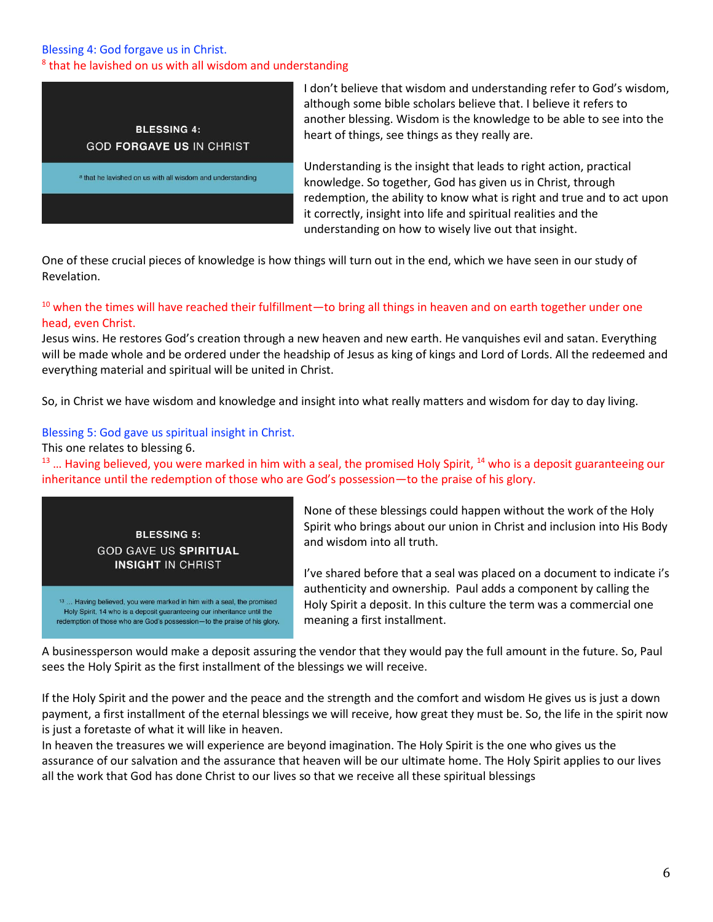Blessing 4: God forgave us in Christ.

[8] that he lavished on us with all wisdom and understanding

BLESSING 4:
GOD **FORGAVE US** IN CHRIST

[8] that he lavished on us with all wisdom and understanding

I don't believe that wisdom and understanding refer to God's wisdom, although some bible scholars believe that. I believe it refers to another blessing. Wisdom is the knowledge to be able to see into the heart of things, see things as they really are.

Understanding is the insight that leads to right action, practical knowledge. So together, God has given us in Christ, through redemption, the ability to know what is right and true and to act upon it correctly, insight into life and spiritual realities and the understanding on how to wisely live out that insight.

One of these crucial pieces of knowledge is how things will turn out in the end, which we have seen in our study of Revelation.

[10] when the times will have reached their fulfillment—to bring all things in heaven and on earth together under one head, even Christ.

Jesus wins. He restores God's creation through a new heaven and new earth. He vanquishes evil and satan. Everything will be made whole and be ordered under the headship of Jesus as king of kings and Lord of Lords. All the redeemed and everything material and spiritual will be united in Christ.

So, in Christ we have wisdom and knowledge and insight into what really matters and wisdom for day to day living.

Blessing 5: God gave us spiritual insight in Christ.

This one relates to blessing 6.

[13] … Having believed, you were marked in him with a seal, the promised Holy Spirit, [14] who is a deposit guaranteeing our inheritance until the redemption of those who are God's possession—to the praise of his glory.

BLESSING 5:
GOD GAVE US **SPIRITUAL INSIGHT** IN CHRIST

[13] … Having believed, you were marked in him with a seal, the promised Holy Spirit, 14 who is a deposit guaranteeing our inheritance until the redemption of those who are God's possession—to the praise of his glory.

None of these blessings could happen without the work of the Holy Spirit who brings about our union in Christ and inclusion into His Body and wisdom into all truth.

I've shared before that a seal was placed on a document to indicate i's authenticity and ownership. Paul adds a component by calling the Holy Spirit a deposit. In this culture the term was a commercial one meaning a first installment.

A businessperson would make a deposit assuring the vendor that they would pay the full amount in the future. So, Paul sees the Holy Spirit as the first installment of the blessings we will receive.

If the Holy Spirit and the power and the peace and the strength and the comfort and wisdom He gives us is just a down payment, a first installment of the eternal blessings we will receive, how great they must be. So, the life in the spirit now is just a foretaste of what it will like in heaven.

In heaven the treasures we will experience are beyond imagination. The Holy Spirit is the one who gives us the assurance of our salvation and the assurance that heaven will be our ultimate home. The Holy Spirit applies to our lives all the work that God has done Christ to our lives so that we receive all these spiritual blessings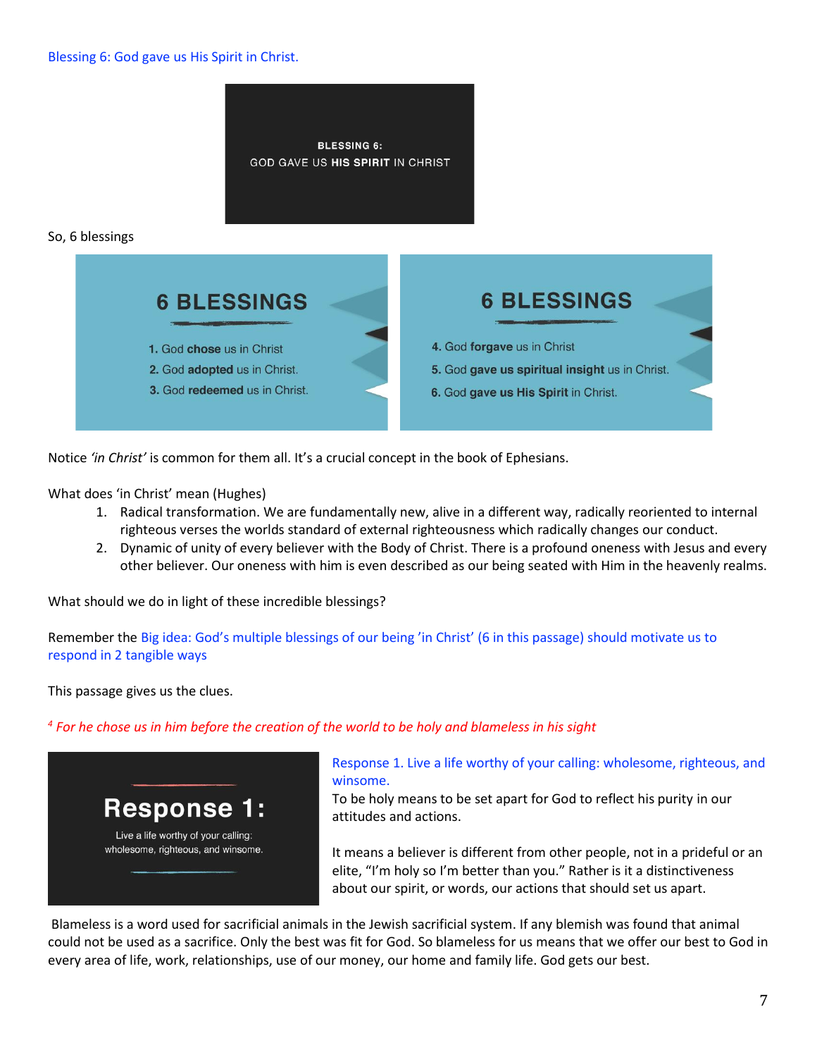Blessing 6: God gave us His Spirit in Christ.

BLESSING 6:
GOD GAVE US **HIS SPIRIT** IN CHRIST

So, 6 blessings

**6 BLESSINGS**

1. God **chose** us in Christ
2. God **adopted** us in Christ.
3. God **redeemed** us in Christ.

**6 BLESSINGS**

4. God **forgave** us in Christ
5. God **gave us spiritual insight** us in Christ.
6. God **gave us His Spirit** in Christ.

Notice *'in Christ'* is common for them all. It's a crucial concept in the book of Ephesians.

What does 'in Christ' mean (Hughes)

1. Radical transformation. We are fundamentally new, alive in a different way, radically reoriented to internal righteous verses the worlds standard of external righteousness which radically changes our conduct.
2. Dynamic of unity of every believer with the Body of Christ. There is a profound oneness with Jesus and every other believer. Our oneness with him is even described as our being seated with Him in the heavenly realms.

What should we do in light of these incredible blessings?

Remember the Big idea: God's multiple blessings of our being 'in Christ' (6 in this passage) should motivate us to respond in 2 tangible ways

This passage gives us the clues.

*[4] For he chose us in him before the creation of the world to be holy and blameless in his sight*

**Response 1:**
Live a life worthy of your calling: wholesome, righteous, and winsome.

Response 1. Live a life worthy of your calling: wholesome, righteous, and winsome.
To be holy means to be set apart for God to reflect his purity in our attitudes and actions.

It means a believer is different from other people, not in a prideful or an elite, "I'm holy so I'm better than you." Rather is it a distinctiveness about our spirit, or words, our actions that should set us apart.

Blameless is a word used for sacrificial animals in the Jewish sacrificial system. If any blemish was found that animal could not be used as a sacrifice. Only the best was fit for God. So blameless for us means that we offer our best to God in every area of life, work, relationships, use of our money, our home and family life. God gets our best.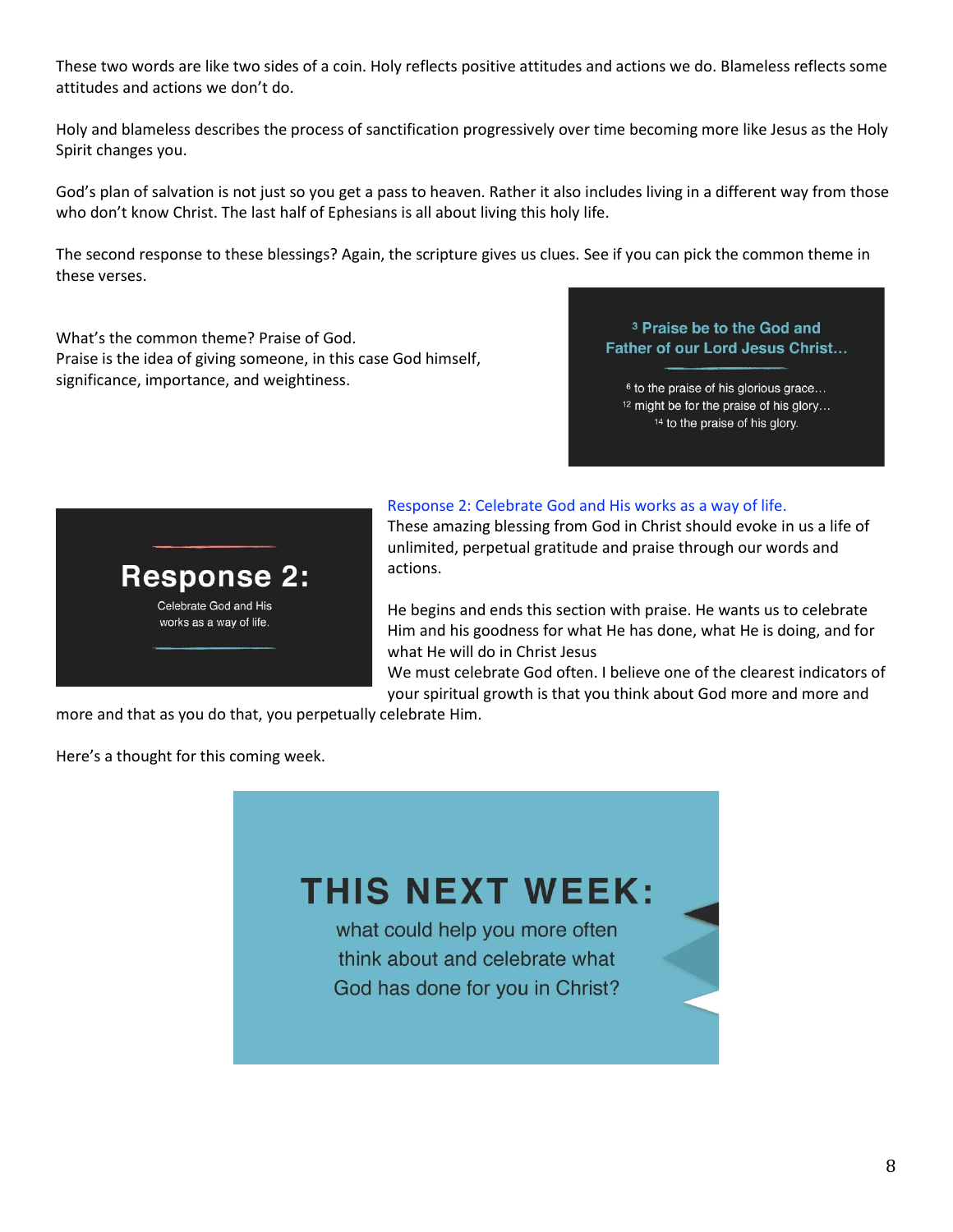These two words are like two sides of a coin. Holy reflects positive attitudes and actions we do. Blameless reflects some attitudes and actions we don't do.

Holy and blameless describes the process of sanctification progressively over time becoming more like Jesus as the Holy Spirit changes you.

God's plan of salvation is not just so you get a pass to heaven. Rather it also includes living in a different way from those who don't know Christ. The last half of Ephesians is all about living this holy life.

The second response to these blessings? Again, the scripture gives us clues. See if you can pick the common theme in these verses.

3 Praise be to the God and Father of our Lord Jesus Christ…

6 to the praise of his glorious grace…
12 might be for the praise of his glory…
14 to the praise of his glory.

What's the common theme? Praise of God.
Praise is the idea of giving someone, in this case God himself, significance, importance, and weightiness.

**Response 2:**
Celebrate God and His works as a way of life.

Response 2: Celebrate God and His works as a way of life.
These amazing blessing from God in Christ should evoke in us a life of unlimited, perpetual gratitude and praise through our words and actions.

He begins and ends this section with praise. He wants us to celebrate Him and his goodness for what He has done, what He is doing, and for what He will do in Christ Jesus
We must celebrate God often. I believe one of the clearest indicators of your spiritual growth is that you think about God more and more and more and that as you do that, you perpetually celebrate Him.

Here's a thought for this coming week.

**THIS NEXT WEEK:**
what could help you more often think about and celebrate what God has done for you in Christ?